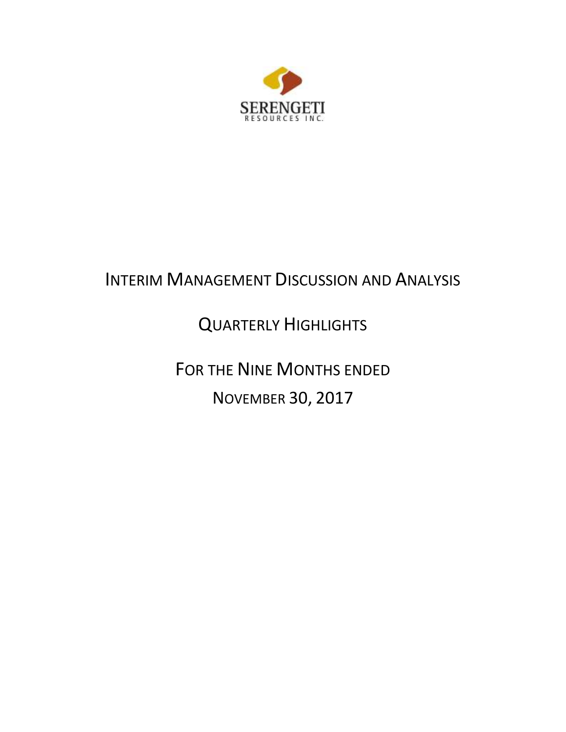SERENGETI
RESOURCES INC.

# INTERIM MANAGEMENT DISCUSSION AND ANALYSIS

## QUARTERLY HIGHLIGHTS

## FOR THE NINE MONTHS ENDED NOVEMBER 30, 2017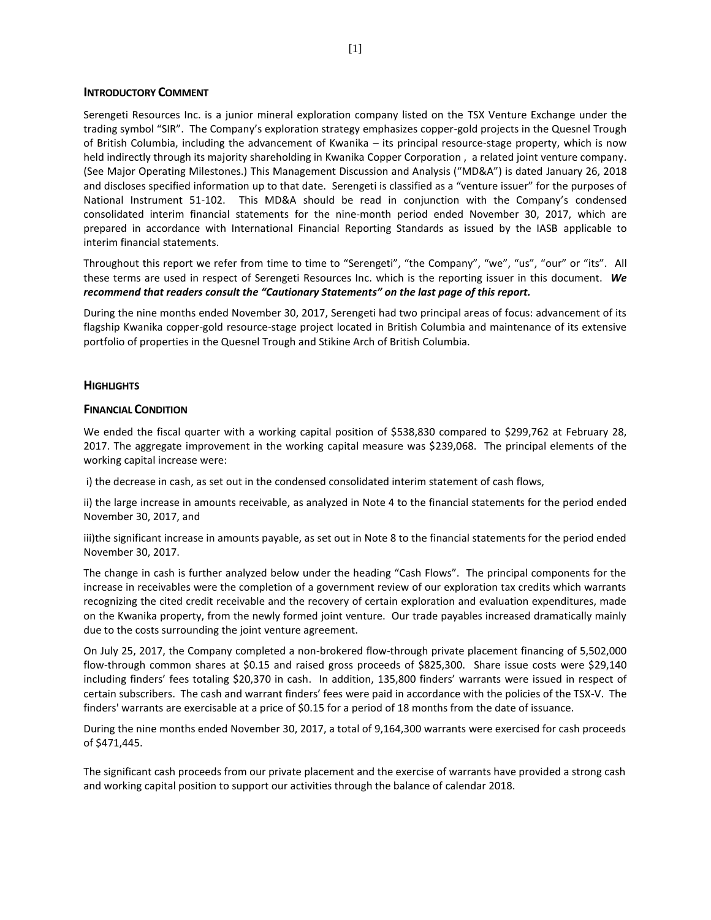## INTRODUCTORY COMMENT

Serengeti Resources Inc. is a junior mineral exploration company listed on the TSX Venture Exchange under the trading symbol "SIR". The Company's exploration strategy emphasizes copper-gold projects in the Quesnel Trough of British Columbia, including the advancement of Kwanika – its principal resource-stage property, which is now held indirectly through its majority shareholding in Kwanika Copper Corporation , a related joint venture company. (See Major Operating Milestones.) This Management Discussion and Analysis ("MD&A") is dated January 26, 2018 and discloses specified information up to that date. Serengeti is classified as a "venture issuer" for the purposes of National Instrument 51-102. This MD&A should be read in conjunction with the Company's condensed consolidated interim financial statements for the nine-month period ended November 30, 2017, which are prepared in accordance with International Financial Reporting Standards as issued by the IASB applicable to interim financial statements.

Throughout this report we refer from time to time to "Serengeti", "the Company", "we", "us", "our" or "its". All these terms are used in respect of Serengeti Resources Inc. which is the reporting issuer in this document. ***We recommend that readers consult the "Cautionary Statements" on the last page of this report.***

During the nine months ended November 30, 2017, Serengeti had two principal areas of focus: advancement of its flagship Kwanika copper-gold resource-stage project located in British Columbia and maintenance of its extensive portfolio of properties in the Quesnel Trough and Stikine Arch of British Columbia.

## HIGHLIGHTS

### FINANCIAL CONDITION

We ended the fiscal quarter with a working capital position of $538,830 compared to $299,762 at February 28, 2017. The aggregate improvement in the working capital measure was $239,068. The principal elements of the working capital increase were:

i) the decrease in cash, as set out in the condensed consolidated interim statement of cash flows,

ii) the large increase in amounts receivable, as analyzed in Note 4 to the financial statements for the period ended November 30, 2017, and

iii)the significant increase in amounts payable, as set out in Note 8 to the financial statements for the period ended November 30, 2017.

The change in cash is further analyzed below under the heading "Cash Flows". The principal components for the increase in receivables were the completion of a government review of our exploration tax credits which warrants recognizing the cited credit receivable and the recovery of certain exploration and evaluation expenditures, made on the Kwanika property, from the newly formed joint venture. Our trade payables increased dramatically mainly due to the costs surrounding the joint venture agreement.

On July 25, 2017, the Company completed a non-brokered flow-through private placement financing of 5,502,000 flow-through common shares at $0.15 and raised gross proceeds of $825,300. Share issue costs were $29,140 including finders' fees totaling $20,370 in cash. In addition, 135,800 finders' warrants were issued in respect of certain subscribers. The cash and warrant finders' fees were paid in accordance with the policies of the TSX-V. The finders' warrants are exercisable at a price of $0.15 for a period of 18 months from the date of issuance.

During the nine months ended November 30, 2017, a total of 9,164,300 warrants were exercised for cash proceeds of $471,445.

The significant cash proceeds from our private placement and the exercise of warrants have provided a strong cash and working capital position to support our activities through the balance of calendar 2018.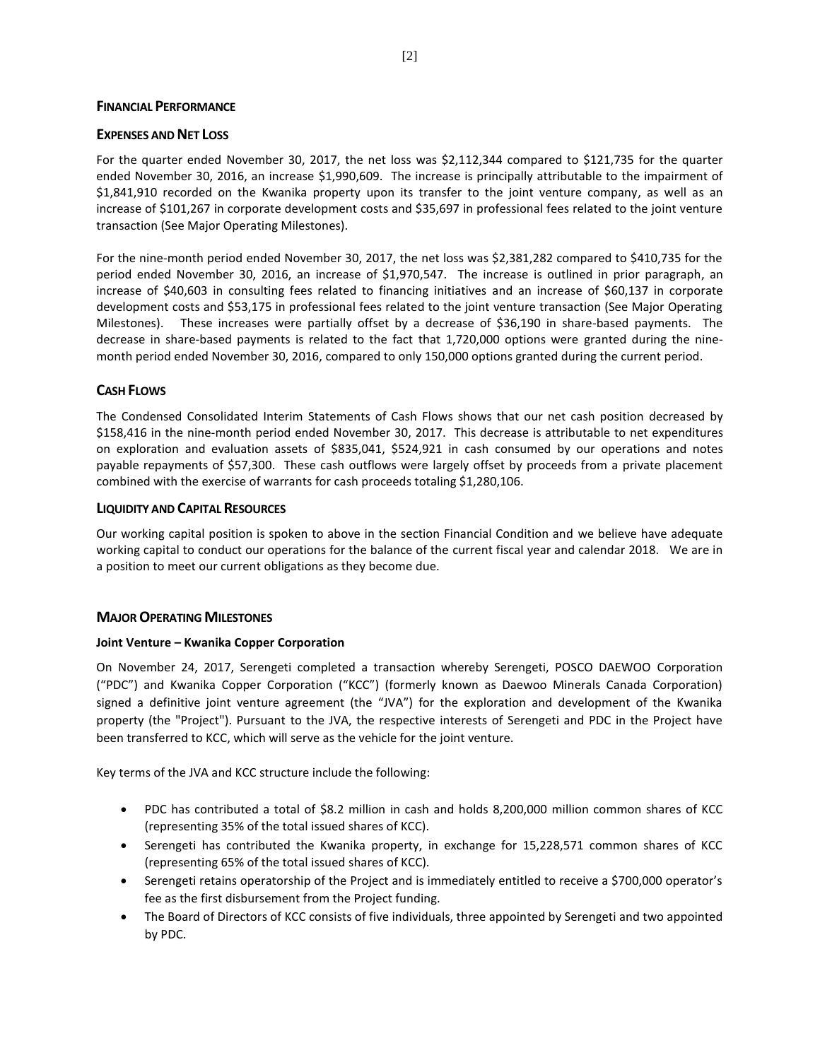## FINANCIAL PERFORMANCE

### EXPENSES AND NET LOSS

For the quarter ended November 30, 2017, the net loss was $2,112,344 compared to $121,735 for the quarter ended November 30, 2016, an increase $1,990,609. The increase is principally attributable to the impairment of $1,841,910 recorded on the Kwanika property upon its transfer to the joint venture company, as well as an increase of $101,267 in corporate development costs and $35,697 in professional fees related to the joint venture transaction (See Major Operating Milestones).

For the nine-month period ended November 30, 2017, the net loss was $2,381,282 compared to $410,735 for the period ended November 30, 2016, an increase of $1,970,547. The increase is outlined in prior paragraph, an increase of $40,603 in consulting fees related to financing initiatives and an increase of $60,137 in corporate development costs and $53,175 in professional fees related to the joint venture transaction (See Major Operating Milestones). These increases were partially offset by a decrease of $36,190 in share-based payments. The decrease in share-based payments is related to the fact that 1,720,000 options were granted during the nine-month period ended November 30, 2016, compared to only 150,000 options granted during the current period.

### CASH FLOWS

The Condensed Consolidated Interim Statements of Cash Flows shows that our net cash position decreased by $158,416 in the nine-month period ended November 30, 2017. This decrease is attributable to net expenditures on exploration and evaluation assets of $835,041, $524,921 in cash consumed by our operations and notes payable repayments of $57,300. These cash outflows were largely offset by proceeds from a private placement combined with the exercise of warrants for cash proceeds totaling $1,280,106.

### LIQUIDITY AND CAPITAL RESOURCES

Our working capital position is spoken to above in the section Financial Condition and we believe have adequate working capital to conduct our operations for the balance of the current fiscal year and calendar 2018. We are in a position to meet our current obligations as they become due.

## MAJOR OPERATING MILESTONES

**Joint Venture – Kwanika Copper Corporation**

On November 24, 2017, Serengeti completed a transaction whereby Serengeti, POSCO DAEWOO Corporation ("PDC") and Kwanika Copper Corporation ("KCC") (formerly known as Daewoo Minerals Canada Corporation) signed a definitive joint venture agreement (the "JVA") for the exploration and development of the Kwanika property (the "Project"). Pursuant to the JVA, the respective interests of Serengeti and PDC in the Project have been transferred to KCC, which will serve as the vehicle for the joint venture.

Key terms of the JVA and KCC structure include the following:

- PDC has contributed a total of $8.2 million in cash and holds 8,200,000 million common shares of KCC (representing 35% of the total issued shares of KCC).
- Serengeti has contributed the Kwanika property, in exchange for 15,228,571 common shares of KCC (representing 65% of the total issued shares of KCC).
- Serengeti retains operatorship of the Project and is immediately entitled to receive a $700,000 operator's fee as the first disbursement from the Project funding.
- The Board of Directors of KCC consists of five individuals, three appointed by Serengeti and two appointed by PDC.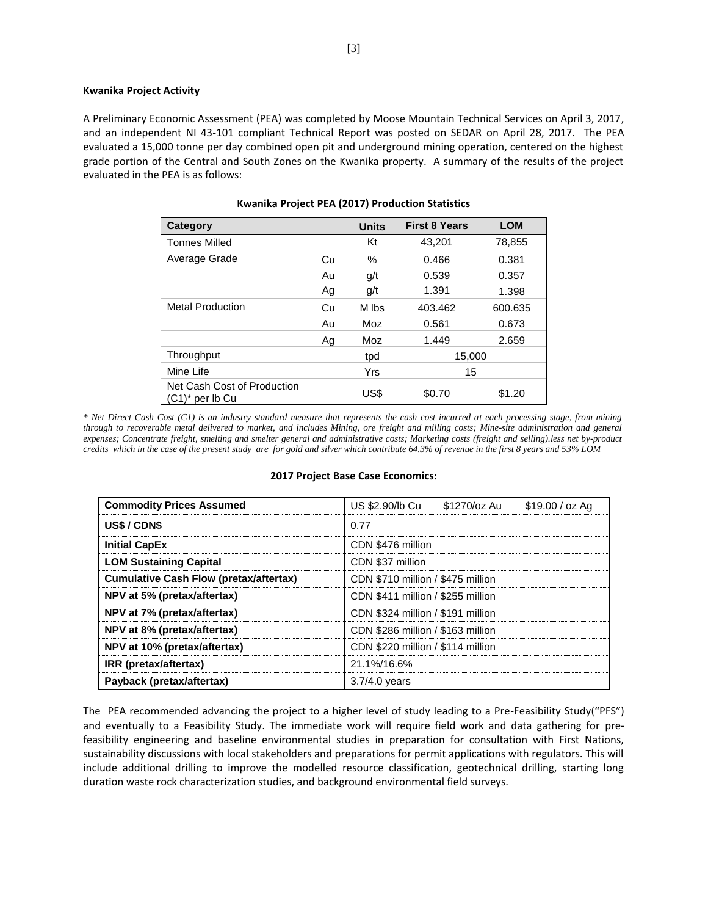**Kwanika Project Activity**

A Preliminary Economic Assessment (PEA) was completed by Moose Mountain Technical Services on April 3, 2017, and an independent NI 43-101 compliant Technical Report was posted on SEDAR on April 28, 2017. The PEA evaluated a 15,000 tonne per day combined open pit and underground mining operation, centered on the highest grade portion of the Central and South Zones on the Kwanika property. A summary of the results of the project evaluated in the PEA is as follows:

**Kwanika Project PEA (2017) Production Statistics**

| Category | | Units | First 8 Years | LOM |
|---|---|---|---|---|
| Tonnes Milled | | Kt | 43,201 | 78,855 |
| Average Grade | Cu | % | 0.466 | 0.381 |
| | Au | g/t | 0.539 | 0.357 |
| | Ag | g/t | 1.391 | 1.398 |
| Metal Production | Cu | M lbs | 403.462 | 600.635 |
| | Au | Moz | 0.561 | 0.673 |
| | Ag | Moz | 1.449 | 2.659 |
| Throughput | | tpd | 15,000 | |
| Mine Life | | Yrs | 15 | |
| Net Cash Cost of Production (C1)* per lb Cu | | US$ | $0.70 | $1.20 |

*\* Net Direct Cash Cost (C1) is an industry standard measure that represents the cash cost incurred at each processing stage, from mining through to recoverable metal delivered to market, and includes Mining, ore freight and milling costs; Mine-site administration and general expenses; Concentrate freight, smelting and smelter general and administrative costs; Marketing costs (freight and selling).less net by-product credits which in the case of the present study are for gold and silver which contribute 64.3% of revenue in the first 8 years and 53% LOM*

**2017 Project Base Case Economics:**

| | |
|---|---|
| **Commodity Prices Assumed** | US $2.90/lb Cu \$1270/oz Au \$19.00 / oz Ag |
| **US$ / CDN$** | 0.77 |
| **Initial CapEx** | CDN $476 million |
| **LOM Sustaining Capital** | CDN $37 million |
| **Cumulative Cash Flow (pretax/aftertax)** | CDN $710 million / $475 million |
| **NPV at 5% (pretax/aftertax)** | CDN $411 million / $255 million |
| **NPV at 7% (pretax/aftertax)** | CDN $324 million / $191 million |
| **NPV at 8% (pretax/aftertax)** | CDN $286 million / $163 million |
| **NPV at 10% (pretax/aftertax)** | CDN $220 million / $114 million |
| **IRR (pretax/aftertax)** | 21.1%/16.6% |
| **Payback (pretax/aftertax)** | 3.7/4.0 years |

The PEA recommended advancing the project to a higher level of study leading to a Pre-Feasibility Study("PFS") and eventually to a Feasibility Study. The immediate work will require field work and data gathering for pre-feasibility engineering and baseline environmental studies in preparation for consultation with First Nations, sustainability discussions with local stakeholders and preparations for permit applications with regulators. This will include additional drilling to improve the modelled resource classification, geotechnical drilling, starting long duration waste rock characterization studies, and background environmental field surveys.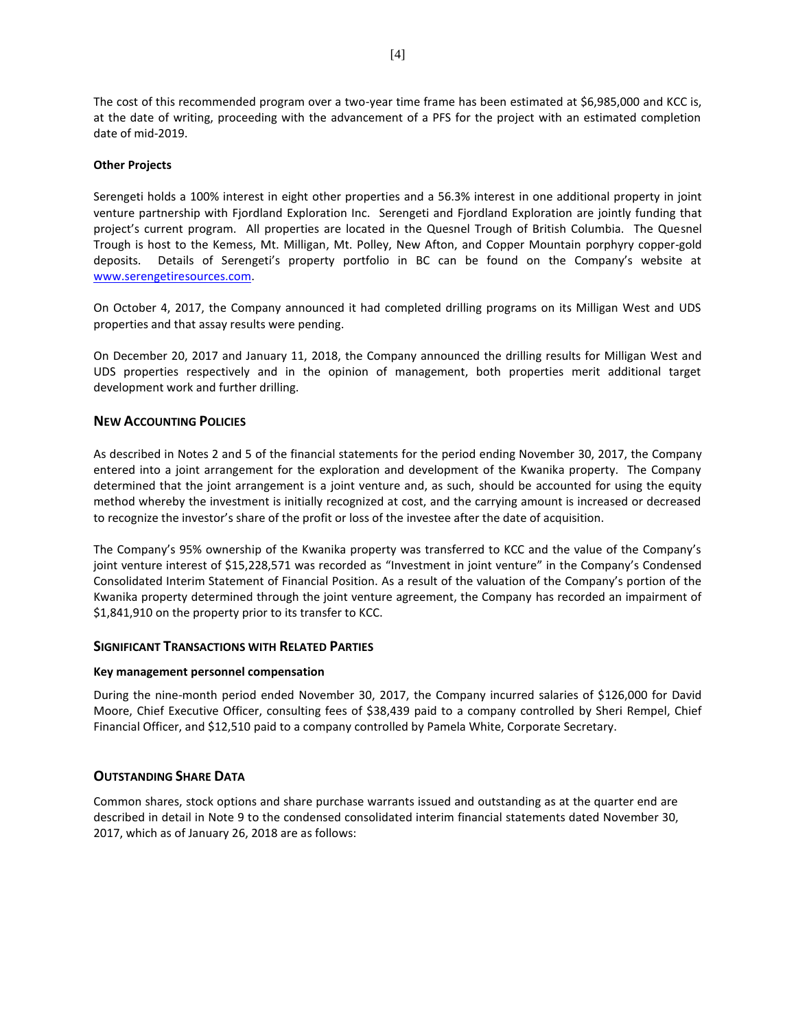The cost of this recommended program over a two-year time frame has been estimated at $6,985,000 and KCC is, at the date of writing, proceeding with the advancement of a PFS for the project with an estimated completion date of mid-2019.

**Other Projects**

Serengeti holds a 100% interest in eight other properties and a 56.3% interest in one additional property in joint venture partnership with Fjordland Exploration Inc. Serengeti and Fjordland Exploration are jointly funding that project's current program. All properties are located in the Quesnel Trough of British Columbia. The Quesnel Trough is host to the Kemess, Mt. Milligan, Mt. Polley, New Afton, and Copper Mountain porphyry copper-gold deposits. Details of Serengeti's property portfolio in BC can be found on the Company's website at www.serengetiresources.com.

On October 4, 2017, the Company announced it had completed drilling programs on its Milligan West and UDS properties and that assay results were pending.

On December 20, 2017 and January 11, 2018, the Company announced the drilling results for Milligan West and UDS properties respectively and in the opinion of management, both properties merit additional target development work and further drilling.

## New Accounting Policies

As described in Notes 2 and 5 of the financial statements for the period ending November 30, 2017, the Company entered into a joint arrangement for the exploration and development of the Kwanika property. The Company determined that the joint arrangement is a joint venture and, as such, should be accounted for using the equity method whereby the investment is initially recognized at cost, and the carrying amount is increased or decreased to recognize the investor's share of the profit or loss of the investee after the date of acquisition.

The Company's 95% ownership of the Kwanika property was transferred to KCC and the value of the Company's joint venture interest of $15,228,571 was recorded as "Investment in joint venture" in the Company's Condensed Consolidated Interim Statement of Financial Position. As a result of the valuation of the Company's portion of the Kwanika property determined through the joint venture agreement, the Company has recorded an impairment of $1,841,910 on the property prior to its transfer to KCC.

## Significant Transactions with Related Parties

**Key management personnel compensation**

During the nine-month period ended November 30, 2017, the Company incurred salaries of $126,000 for David Moore, Chief Executive Officer, consulting fees of $38,439 paid to a company controlled by Sheri Rempel, Chief Financial Officer, and $12,510 paid to a company controlled by Pamela White, Corporate Secretary.

## Outstanding Share Data

Common shares, stock options and share purchase warrants issued and outstanding as at the quarter end are described in detail in Note 9 to the condensed consolidated interim financial statements dated November 30, 2017, which as of January 26, 2018 are as follows: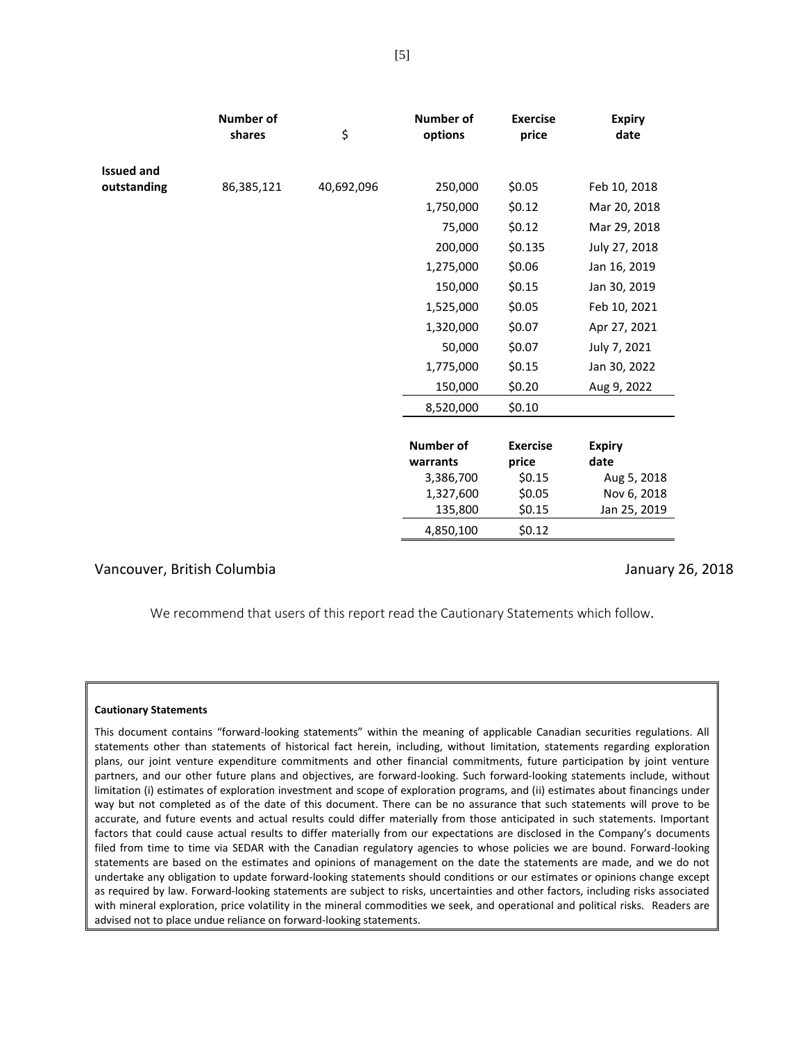| | Number of shares | $ | Number of options | Exercise price | Expiry date |
|---|---|---|---|---|---|
| Issued and outstanding | 86,385,121 | 40,692,096 | 250,000 | $0.05 | Feb 10, 2018 |
| | | | 1,750,000 | $0.12 | Mar 20, 2018 |
| | | | 75,000 | $0.12 | Mar 29, 2018 |
| | | | 200,000 | $0.135 | July 27, 2018 |
| | | | 1,275,000 | $0.06 | Jan 16, 2019 |
| | | | 150,000 | $0.15 | Jan 30, 2019 |
| | | | 1,525,000 | $0.05 | Feb 10, 2021 |
| | | | 1,320,000 | $0.07 | Apr 27, 2021 |
| | | | 50,000 | $0.07 | July 7, 2021 |
| | | | 1,775,000 | $0.15 | Jan 30, 2022 |
| | | | 150,000 | $0.20 | Aug 9, 2022 |
| | | | 8,520,000 | $0.10 | |

| Number of warrants | Exercise price | Expiry date |
|---|---|---|
| 3,386,700 | $0.15 | Aug 5, 2018 |
| 1,327,600 | $0.05 | Nov 6, 2018 |
| 135,800 | $0.15 | Jan 25, 2019 |
| 4,850,100 | $0.12 | |

Vancouver, British Columbia

January 26, 2018

We recommend that users of this report read the Cautionary Statements which follow.

**Cautionary Statements**

This document contains "forward-looking statements" within the meaning of applicable Canadian securities regulations. All statements other than statements of historical fact herein, including, without limitation, statements regarding exploration plans, our joint venture expenditure commitments and other financial commitments, future participation by joint venture partners, and our other future plans and objectives, are forward-looking. Such forward-looking statements include, without limitation (i) estimates of exploration investment and scope of exploration programs, and (ii) estimates about financings under way but not completed as of the date of this document. There can be no assurance that such statements will prove to be accurate, and future events and actual results could differ materially from those anticipated in such statements. Important factors that could cause actual results to differ materially from our expectations are disclosed in the Company's documents filed from time to time via SEDAR with the Canadian regulatory agencies to whose policies we are bound. Forward-looking statements are based on the estimates and opinions of management on the date the statements are made, and we do not undertake any obligation to update forward-looking statements should conditions or our estimates or opinions change except as required by law. Forward-looking statements are subject to risks, uncertainties and other factors, including risks associated with mineral exploration, price volatility in the mineral commodities we seek, and operational and political risks. Readers are advised not to place undue reliance on forward-looking statements.